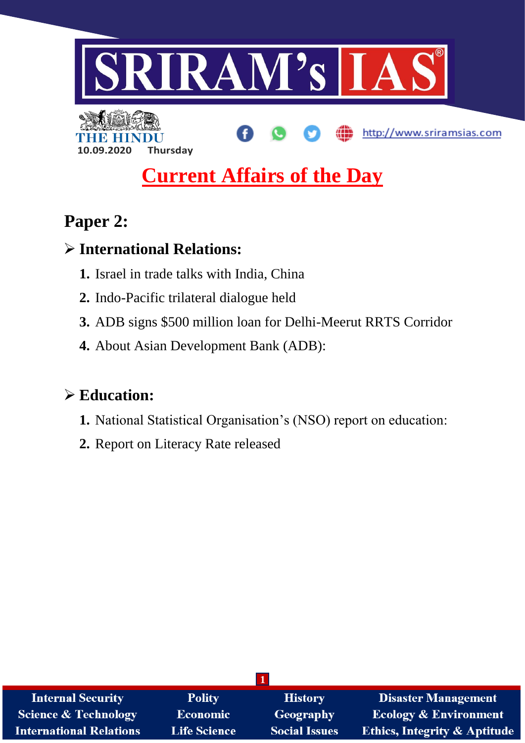# SRIRAM's IAS

THE HINDU

10.09.2020 Thursday

http://www.sriramsias.com

# Current Affairs of the Day

## Paper 2:

### ➢ International Relations:

1. Israel in trade talks with India, China
2. Indo-Pacific trilateral dialogue held
3. ADB signs $500 million loan for Delhi-Meerut RRTS Corridor
4. About Asian Development Bank (ADB):

### ➢ Education:

1. National Statistical Organisation's (NSO) report on education:
2. Report on Literacy Rate released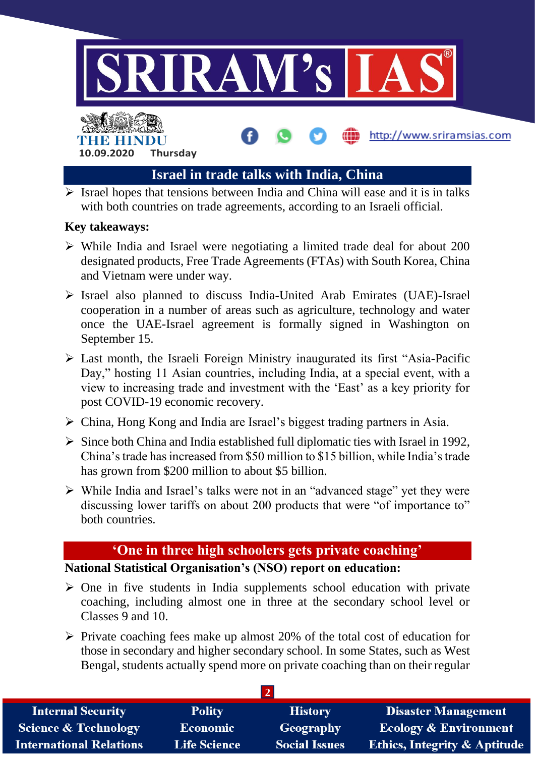## Israel in trade talks with India, China

- Israel hopes that tensions between India and China will ease and it is in talks with both countries on trade agreements, according to an Israeli official.

**Key takeaways:**

- While India and Israel were negotiating a limited trade deal for about 200 designated products, Free Trade Agreements (FTAs) with South Korea, China and Vietnam were under way.
- Israel also planned to discuss India-United Arab Emirates (UAE)-Israel cooperation in a number of areas such as agriculture, technology and water once the UAE-Israel agreement is formally signed in Washington on September 15.
- Last month, the Israeli Foreign Ministry inaugurated its first "Asia-Pacific Day," hosting 11 Asian countries, including India, at a special event, with a view to increasing trade and investment with the 'East' as a key priority for post COVID-19 economic recovery.
- China, Hong Kong and India are Israel's biggest trading partners in Asia.
- Since both China and India established full diplomatic ties with Israel in 1992, China's trade has increased from $50 million to $15 billion, while India's trade has grown from $200 million to about $5 billion.
- While India and Israel's talks were not in an "advanced stage" yet they were discussing lower tariffs on about 200 products that were "of importance to" both countries.

## 'One in three high schoolers gets private coaching'

**National Statistical Organisation's (NSO) report on education:**

- One in five students in India supplements school education with private coaching, including almost one in three at the secondary school level or Classes 9 and 10.
- Private coaching fees make up almost 20% of the total cost of education for those in secondary and higher secondary school. In some States, such as West Bengal, students actually spend more on private coaching than on their regular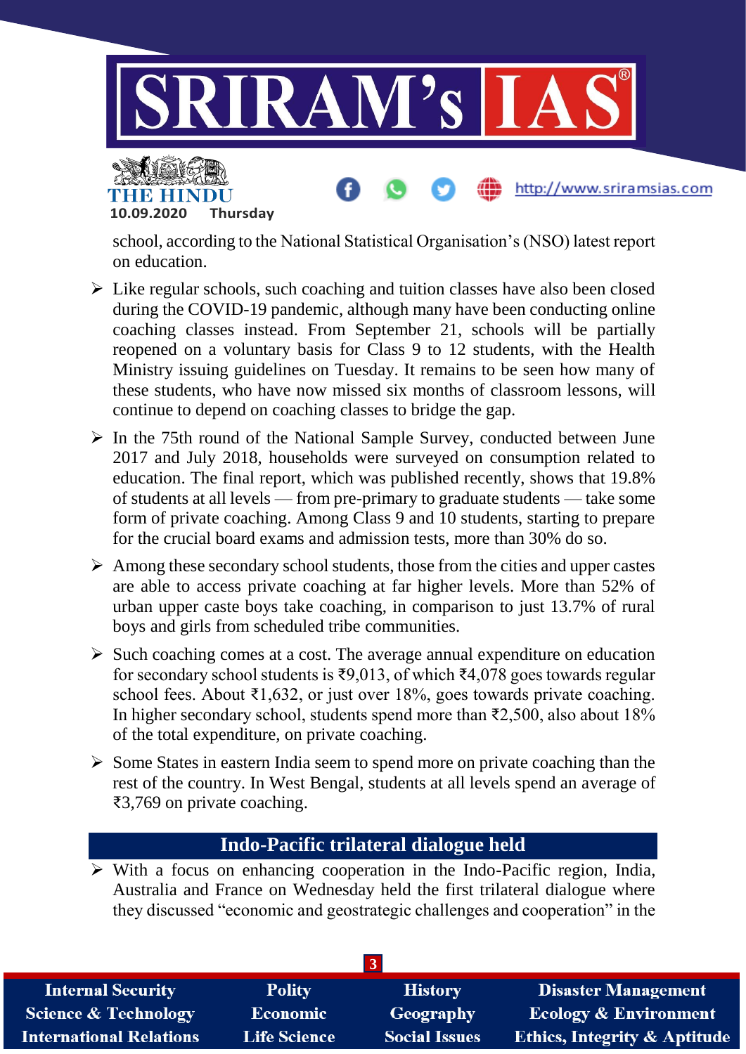school, according to the National Statistical Organisation's (NSO) latest report on education.

- Like regular schools, such coaching and tuition classes have also been closed during the COVID-19 pandemic, although many have been conducting online coaching classes instead. From September 21, schools will be partially reopened on a voluntary basis for Class 9 to 12 students, with the Health Ministry issuing guidelines on Tuesday. It remains to be seen how many of these students, who have now missed six months of classroom lessons, will continue to depend on coaching classes to bridge the gap.
- In the 75th round of the National Sample Survey, conducted between June 2017 and July 2018, households were surveyed on consumption related to education. The final report, which was published recently, shows that 19.8% of students at all levels — from pre-primary to graduate students — take some form of private coaching. Among Class 9 and 10 students, starting to prepare for the crucial board exams and admission tests, more than 30% do so.
- Among these secondary school students, those from the cities and upper castes are able to access private coaching at far higher levels. More than 52% of urban upper caste boys take coaching, in comparison to just 13.7% of rural boys and girls from scheduled tribe communities.
- Such coaching comes at a cost. The average annual expenditure on education for secondary school students is ₹9,013, of which ₹4,078 goes towards regular school fees. About ₹1,632, or just over 18%, goes towards private coaching. In higher secondary school, students spend more than ₹2,500, also about 18% of the total expenditure, on private coaching.
- Some States in eastern India seem to spend more on private coaching than the rest of the country. In West Bengal, students at all levels spend an average of ₹3,769 on private coaching.

## Indo-Pacific trilateral dialogue held

- With a focus on enhancing cooperation in the Indo-Pacific region, India, Australia and France on Wednesday held the first trilateral dialogue where they discussed "economic and geostrategic challenges and cooperation" in the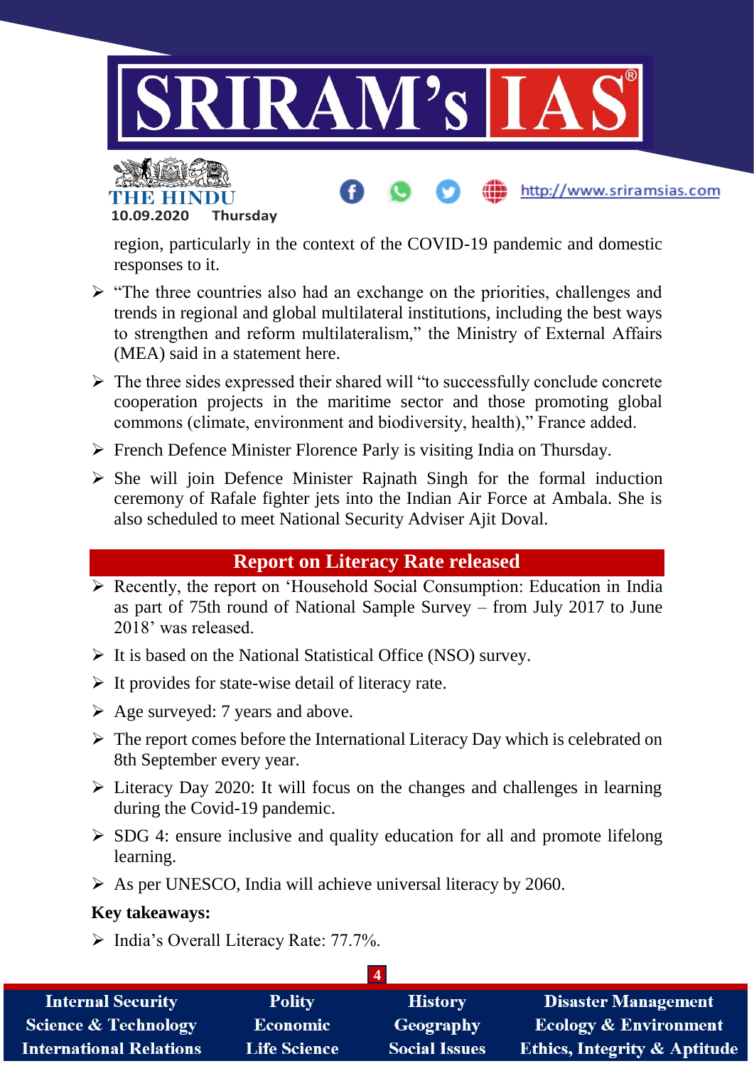region, particularly in the context of the COVID-19 pandemic and domestic responses to it.

- "The three countries also had an exchange on the priorities, challenges and trends in regional and global multilateral institutions, including the best ways to strengthen and reform multilateralism," the Ministry of External Affairs (MEA) said in a statement here.
- The three sides expressed their shared will "to successfully conclude concrete cooperation projects in the maritime sector and those promoting global commons (climate, environment and biodiversity, health)," France added.
- French Defence Minister Florence Parly is visiting India on Thursday.
- She will join Defence Minister Rajnath Singh for the formal induction ceremony of Rafale fighter jets into the Indian Air Force at Ambala. She is also scheduled to meet National Security Adviser Ajit Doval.

## Report on Literacy Rate released

- Recently, the report on 'Household Social Consumption: Education in India as part of 75th round of National Sample Survey – from July 2017 to June 2018' was released.
- It is based on the National Statistical Office (NSO) survey.
- It provides for state-wise detail of literacy rate.
- Age surveyed: 7 years and above.
- The report comes before the International Literacy Day which is celebrated on 8th September every year.
- Literacy Day 2020: It will focus on the changes and challenges in learning during the Covid-19 pandemic.
- SDG 4: ensure inclusive and quality education for all and promote lifelong learning.
- As per UNESCO, India will achieve universal literacy by 2060.

**Key takeaways:**

- India's Overall Literacy Rate: 77.7%.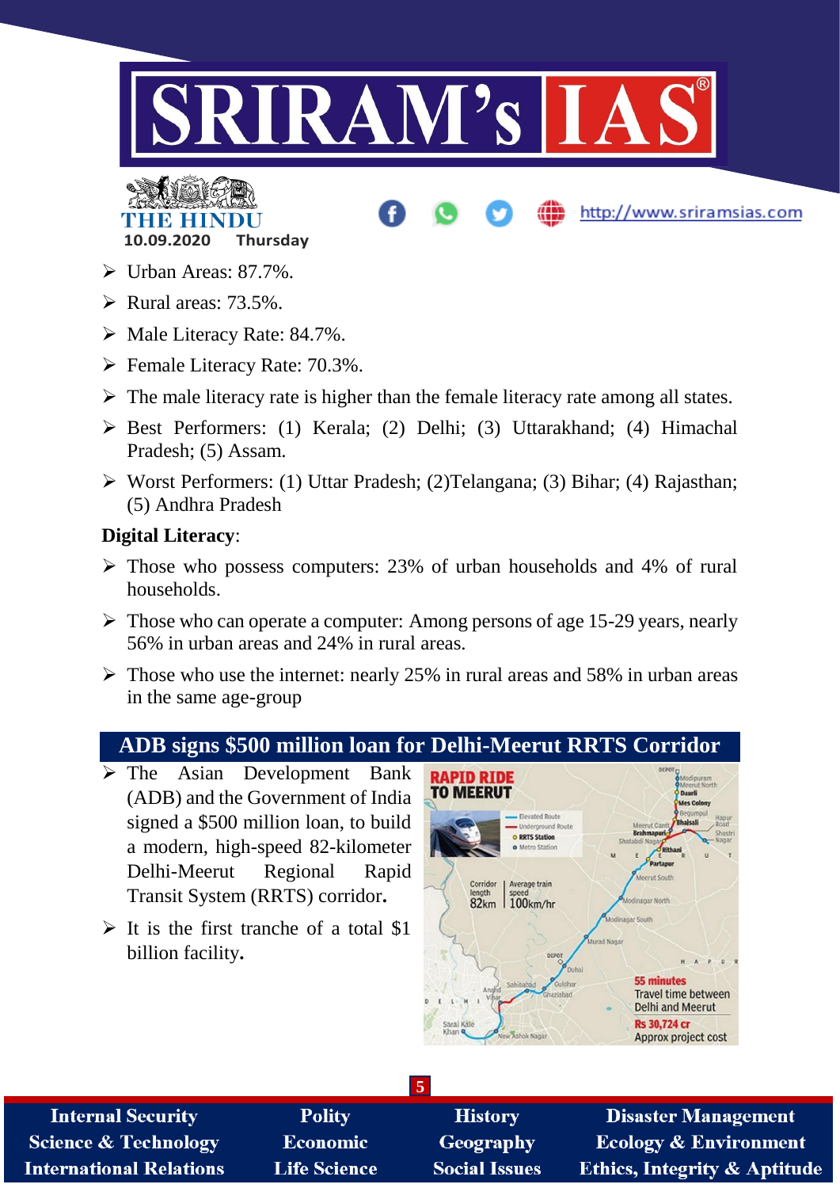- Urban Areas: 87.7%.
- Rural areas: 73.5%.
- Male Literacy Rate: 84.7%.
- Female Literacy Rate: 70.3%.
- The male literacy rate is higher than the female literacy rate among all states.
- Best Performers: (1) Kerala; (2) Delhi; (3) Uttarakhand; (4) Himachal Pradesh; (5) Assam.
- Worst Performers: (1) Uttar Pradesh; (2)Telangana; (3) Bihar; (4) Rajasthan; (5) Andhra Pradesh

**Digital Literacy**:

- Those who possess computers: 23% of urban households and 4% of rural households.
- Those who can operate a computer: Among persons of age 15-29 years, nearly 56% in urban areas and 24% in rural areas.
- Those who use the internet: nearly 25% in rural areas and 58% in urban areas in the same age-group

## ADB signs $500 million loan for Delhi-Meerut RRTS Corridor

- The Asian Development Bank (ADB) and the Government of India signed a $500 million loan, to build a modern, high-speed 82-kilometer Delhi-Meerut Regional Rapid Transit System (RRTS) corridor**.**
- It is the first tranche of a total $1 billion facility**.**

**RAPID RIDE TO MEERUT**

Corridor length 82km | Average train speed 100km/hr

55 minutes Travel time between Delhi and Meerut

Rs 30,724 cr Approx project cost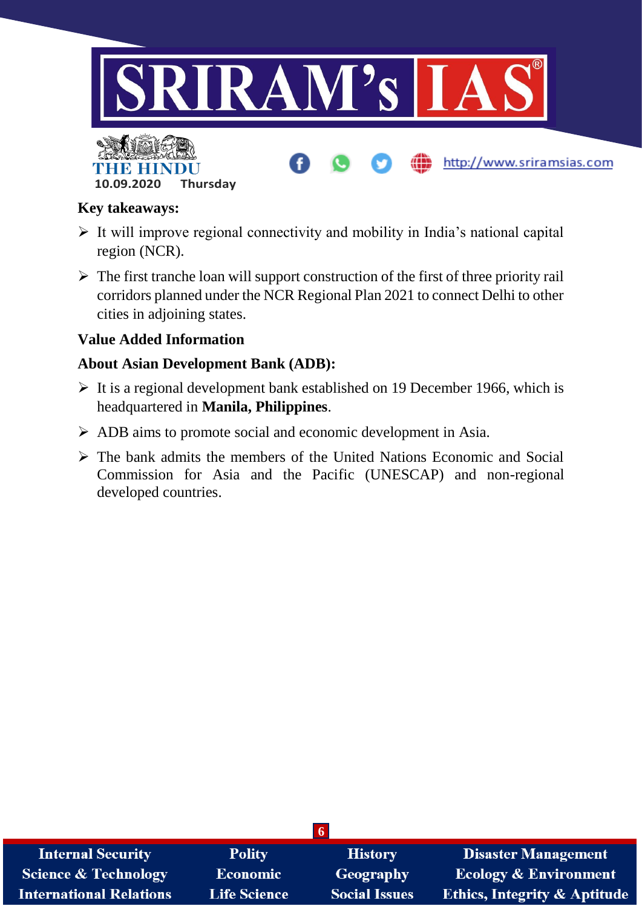**Key takeaways:**

- It will improve regional connectivity and mobility in India's national capital region (NCR).
- The first tranche loan will support construction of the first of three priority rail corridors planned under the NCR Regional Plan 2021 to connect Delhi to other cities in adjoining states.

**Value Added Information**

**About Asian Development Bank (ADB):**

- It is a regional development bank established on 19 December 1966, which is headquartered in **Manila, Philippines**.
- ADB aims to promote social and economic development in Asia.
- The bank admits the members of the United Nations Economic and Social Commission for Asia and the Pacific (UNESCAP) and non-regional developed countries.